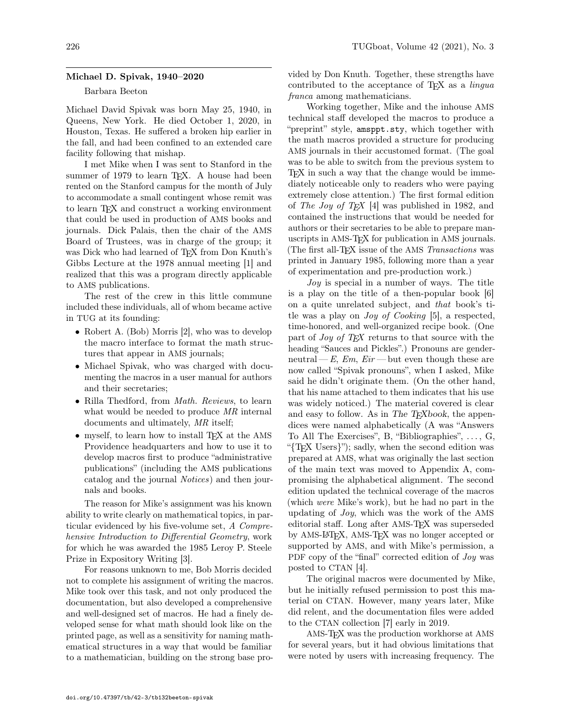## Michael D. Spivak, 1940–2020

Barbara Beeton

Michael David Spivak was born May 25, 1940, in Queens, New York. He died October 1, 2020, in Houston, Texas. He suffered a broken hip earlier in the fall, and had been confined to an extended care facility following that mishap.

I met Mike when I was sent to Stanford in the summer of 1979 to learn TeX. A house had been rented on the Stanford campus for the month of July to accommodate a small contingent whose remit was to learn TeX and construct a working environment that could be used in production of AMS books and journals. Dick Palais, then the chair of the AMS Board of Trustees, was in charge of the group; it was Dick who had learned of TeX from Don Knuth's Gibbs Lecture at the 1978 annual meeting [1] and realized that this was a program directly applicable to AMS publications.

The rest of the crew in this little commune included these individuals, all of whom became active in TUG at its founding:

- Robert A. (Bob) Morris [2], who was to develop the macro interface to format the math structures that appear in AMS journals;
- Michael Spivak, who was charged with documenting the macros in a user manual for authors and their secretaries;
- Rilla Thedford, from *Math. Reviews*, to learn what would be needed to produce *MR* internal documents and ultimately, *MR* itself;
- myself, to learn how to install TeX at the AMS Providence headquarters and how to use it to develop macros first to produce "administrative publications" (including the AMS publications catalog and the journal *Notices*) and then journals and books.

The reason for Mike's assignment was his known ability to write clearly on mathematical topics, in particular evidenced by his five-volume set, *A Comprehensive Introduction to Differential Geometry*, work for which he was awarded the 1985 Leroy P. Steele Prize in Expository Writing [3].

For reasons unknown to me, Bob Morris decided not to complete his assignment of writing the macros. Mike took over this task, and not only produced the documentation, but also developed a comprehensive and well-designed set of macros. He had a finely developed sense for what math should look like on the printed page, as well as a sensitivity for naming mathematical structures in a way that would be familiar to a mathematician, building on the strong base provided by Don Knuth. Together, these strengths have contributed to the acceptance of TeX as a *lingua franca* among mathematicians.

Working together, Mike and the inhouse AMS technical staff developed the macros to produce a "preprint" style, `amsppt.sty`, which together with the math macros provided a structure for producing AMS journals in their accustomed format. (The goal was to be able to switch from the previous system to TeX in such a way that the change would be immediately noticeable only to readers who were paying extremely close attention.) The first formal edition of *The Joy of TeX* [4] was published in 1982, and contained the instructions that would be needed for authors or their secretaries to be able to prepare manuscripts in AMS-TeX for publication in AMS journals. (The first all-TeX issue of the AMS *Transactions* was printed in January 1985, following more than a year of experimentation and pre-production work.)

*Joy* is special in a number of ways. The title is a play on the title of a then-popular book [6] on a quite unrelated subject, and *that* book's title was a play on *Joy of Cooking* [5], a respected, time-honored, and well-organized recipe book. (One part of *Joy of TeX* returns to that source with the heading "Sauces and Pickles".) Pronouns are gender-neutral — *E*, *Em*, *Eir* — but even though these are now called "Spivak pronouns", when I asked, Mike said he didn't originate them. (On the other hand, that his name attached to them indicates that his use was widely noticed.) The material covered is clear and easy to follow. As in *The TeXbook*, the appendices were named alphabetically (A was "Answers To All The Exercises", B, "Bibliographies", ..., G, "{TeX Users}"); sadly, when the second edition was prepared at AMS, what was originally the last section of the main text was moved to Appendix A, compromising the alphabetical alignment. The second edition updated the technical coverage of the macros (which *were* Mike's work), but he had no part in the updating of *Joy*, which was the work of the AMS editorial staff. Long after AMS-TeX was superseded by AMS-LaTeX, AMS-TeX was no longer accepted or supported by AMS, and with Mike's permission, a PDF copy of the "final" corrected edition of *Joy* was posted to CTAN [4].

The original macros were documented by Mike, but he initially refused permission to post this material on CTAN. However, many years later, Mike did relent, and the documentation files were added to the CTAN collection [7] early in 2019.

AMS-TeX was the production workhorse at AMS for several years, but it had obvious limitations that were noted by users with increasing frequency. The

doi.org/10.47397/tb/42-3/tb132beeton-spivak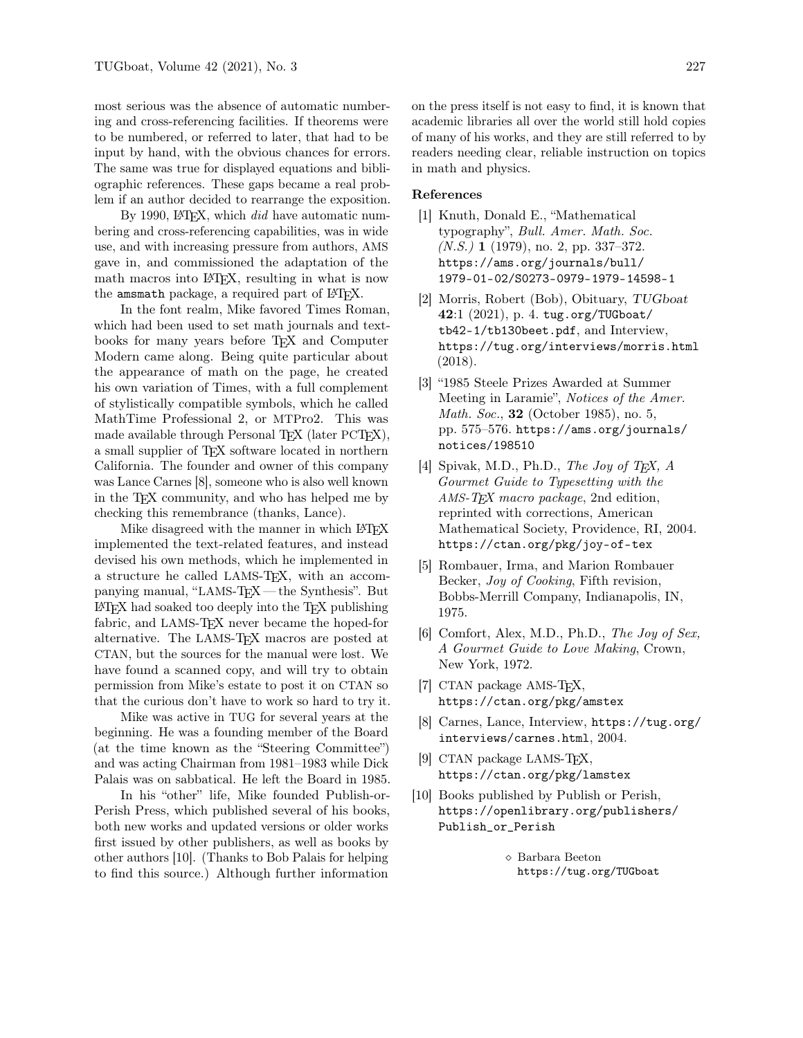most serious was the absence of automatic numbering and cross-referencing facilities. If theorems were to be numbered, or referred to later, that had to be input by hand, with the obvious chances for errors. The same was true for displayed equations and bibliographic references. These gaps became a real problem if an author decided to rearrange the exposition.

By 1990, LaTeX, which *did* have automatic numbering and cross-referencing capabilities, was in wide use, and with increasing pressure from authors, AMS gave in, and commissioned the adaptation of the math macros into LaTeX, resulting in what is now the `amsmath` package, a required part of LaTeX.

In the font realm, Mike favored Times Roman, which had been used to set math journals and textbooks for many years before TeX and Computer Modern came along. Being quite particular about the appearance of math on the page, he created his own variation of Times, with a full complement of stylistically compatible symbols, which he called MathTime Professional 2, or MTPro2. This was made available through Personal TeX (later PCTeX), a small supplier of TeX software located in northern California. The founder and owner of this company was Lance Carnes [8], someone who is also well known in the TeX community, and who has helped me by checking this remembrance (thanks, Lance).

Mike disagreed with the manner in which LaTeX implemented the text-related features, and instead devised his own methods, which he implemented in a structure he called LAMS-TeX, with an accompanying manual, "LAMS-TeX — the Synthesis". But LaTeX had soaked too deeply into the TeX publishing fabric, and LAMS-TeX never became the hoped-for alternative. The LAMS-TeX macros are posted at CTAN, but the sources for the manual were lost. We have found a scanned copy, and will try to obtain permission from Mike's estate to post it on CTAN so that the curious don't have to work so hard to try it.

Mike was active in TUG for several years at the beginning. He was a founding member of the Board (at the time known as the "Steering Committee") and was acting Chairman from 1981–1983 while Dick Palais was on sabbatical. He left the Board in 1985.

In his "other" life, Mike founded Publish-or-Perish Press, which published several of his books, both new works and updated versions or older works first issued by other publishers, as well as books by other authors [10]. (Thanks to Bob Palais for helping to find this source.) Although further information on the press itself is not easy to find, it is known that academic libraries all over the world still hold copies of many of his works, and they are still referred to by readers needing clear, reliable instruction on topics in math and physics.

### References

[1] Knuth, Donald E., "Mathematical typography", *Bull. Amer. Math. Soc. (N.S.)* **1** (1979), no. 2, pp. 337–372. `https://ams.org/journals/bull/1979-01-02/S0273-0979-1979-14598-1`

[2] Morris, Robert (Bob), Obituary, *TUGboat* **42**:1 (2021), p. 4. `tug.org/TUGboat/tb42-1/tb130beet.pdf`, and Interview, `https://tug.org/interviews/morris.html` (2018).

[3] "1985 Steele Prizes Awarded at Summer Meeting in Laramie", *Notices of the Amer. Math. Soc.*, **32** (October 1985), no. 5, pp. 575–576. `https://ams.org/journals/notices/198510`

[4] Spivak, M.D., Ph.D., *The Joy of TeX, A Gourmet Guide to Typesetting with the AMS-TeX macro package*, 2nd edition, reprinted with corrections, American Mathematical Society, Providence, RI, 2004. `https://ctan.org/pkg/joy-of-tex`

[5] Rombauer, Irma, and Marion Rombauer Becker, *Joy of Cooking*, Fifth revision, Bobbs-Merrill Company, Indianapolis, IN, 1975.

[6] Comfort, Alex, M.D., Ph.D., *The Joy of Sex, A Gourmet Guide to Love Making*, Crown, New York, 1972.

[7] CTAN package AMS-TeX, `https://ctan.org/pkg/amstex`

[8] Carnes, Lance, Interview, `https://tug.org/interviews/carnes.html`, 2004.

[9] CTAN package LAMS-TeX, `https://ctan.org/pkg/lamstex`

[10] Books published by Publish or Perish, `https://openlibrary.org/publishers/Publish_or_Perish`

◇ Barbara Beeton
`https://tug.org/TUGboat`